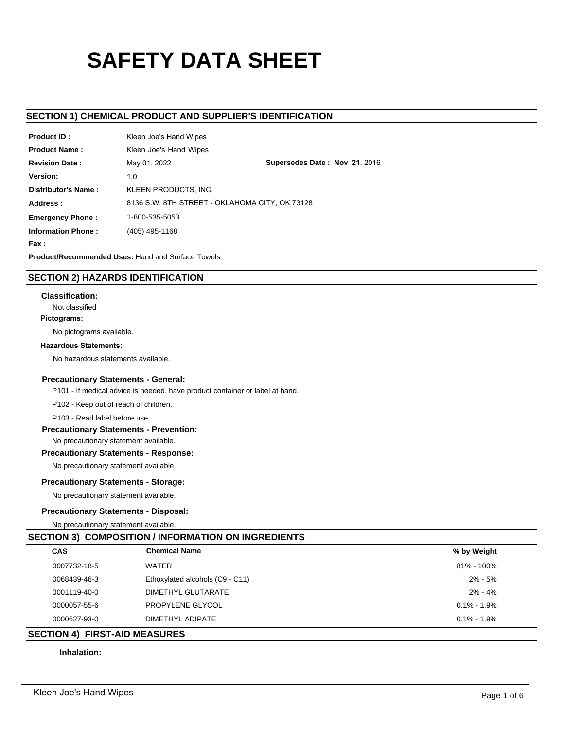# SAFETY DATA SHEET

## SECTION 1) CHEMICAL PRODUCT AND SUPPLIER'S IDENTIFICATION

**Product ID :** Kleen Joe's Hand Wipes

**Product Name :** Kleen Joe's Hand Wipes

**Revision Date :** May 01, 2022 **Supersedes Date : Nov 21**, 2016

**Version:** 1.0

**Distributor's Name :** KLEEN PRODUCTS, INC.

**Address :** 8136 S.W. 8TH STREET - OKLAHOMA CITY, OK 73128

**Emergency Phone :** 1-800-535-5053

**Information Phone :** (405) 495-1168

**Fax :**

**Product/Recommended Uses:** Hand and Surface Towels

## SECTION 2) HAZARDS IDENTIFICATION

**Classification:**

Not classified

**Pictograms:**

No pictograms available.

**Hazardous Statements:**

No hazardous statements available.

**Precautionary Statements - General:**

P101 - If medical advice is needed, have product container or label at hand.

P102 - Keep out of reach of children.

P103 - Read label before use.

**Precautionary Statements - Prevention:**

No precautionary statement available.

**Precautionary Statements - Response:**

No precautionary statement available.

**Precautionary Statements - Storage:**

No precautionary statement available.

**Precautionary Statements - Disposal:**

No precautionary statement available.

## SECTION 3) COMPOSITION / INFORMATION ON INGREDIENTS

| CAS | Chemical Name | % by Weight |
|---|---|---|
| 0007732-18-5 | WATER | 81% - 100% |
| 0068439-46-3 | Ethoxylated alcohols (C9 - C11) | 2% - 5% |
| 0001119-40-0 | DIMETHYL GLUTARATE | 2% - 4% |
| 0000057-55-6 | PROPYLENE GLYCOL | 0.1% - 1.9% |
| 0000627-93-0 | DIMETHYL ADIPATE | 0.1% - 1.9% |

## SECTION 4) FIRST-AID MEASURES

**Inhalation:**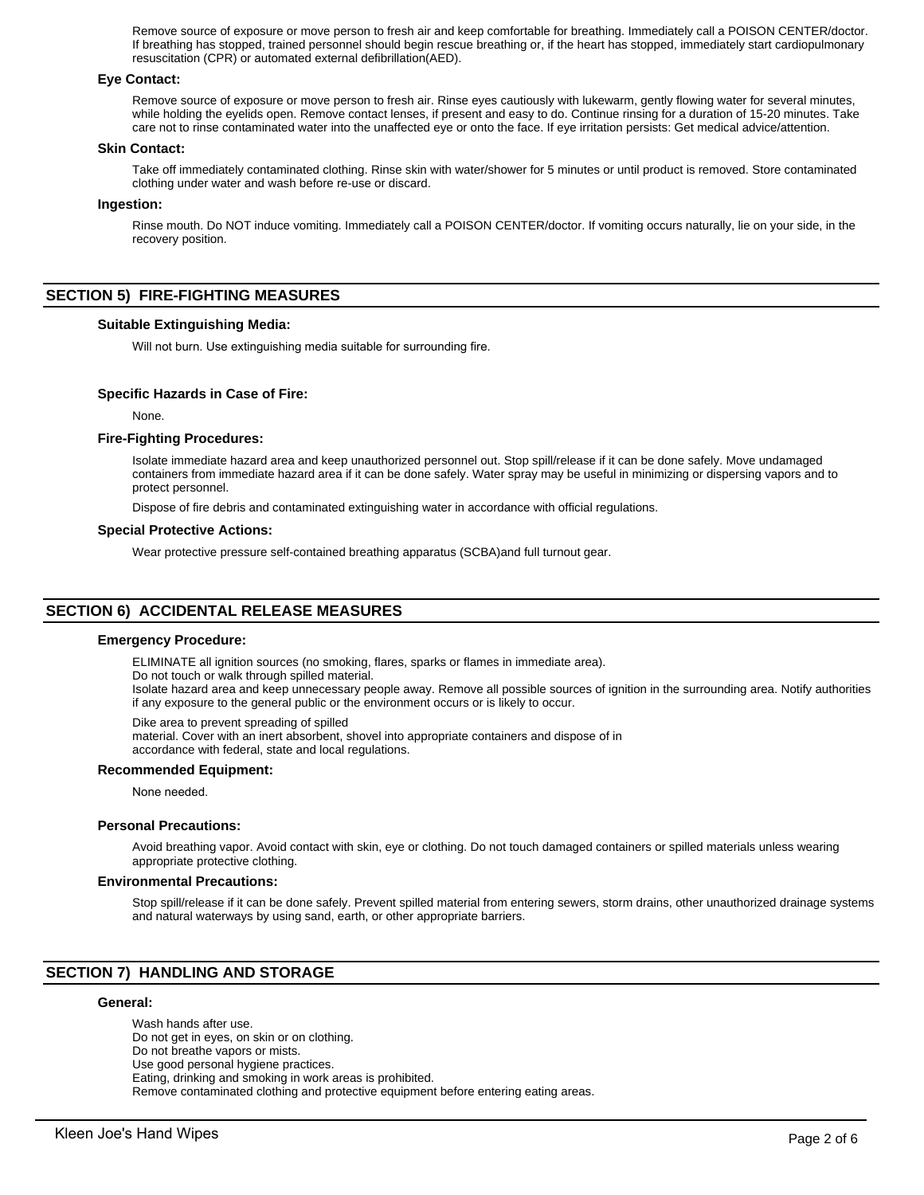Remove source of exposure or move person to fresh air and keep comfortable for breathing. Immediately call a POISON CENTER/doctor. If breathing has stopped, trained personnel should begin rescue breathing or, if the heart has stopped, immediately start cardiopulmonary resuscitation (CPR) or automated external defibrillation(AED).

### Eye Contact:

Remove source of exposure or move person to fresh air. Rinse eyes cautiously with lukewarm, gently flowing water for several minutes, while holding the eyelids open. Remove contact lenses, if present and easy to do. Continue rinsing for a duration of 15-20 minutes. Take care not to rinse contaminated water into the unaffected eye or onto the face. If eye irritation persists: Get medical advice/attention.

### Skin Contact:

Take off immediately contaminated clothing. Rinse skin with water/shower for 5 minutes or until product is removed. Store contaminated clothing under water and wash before re-use or discard.

### Ingestion:

Rinse mouth. Do NOT induce vomiting. Immediately call a POISON CENTER/doctor. If vomiting occurs naturally, lie on your side, in the recovery position.

## SECTION 5) FIRE-FIGHTING MEASURES

### Suitable Extinguishing Media:

Will not burn. Use extinguishing media suitable for surrounding fire.

### Specific Hazards in Case of Fire:

None.

### Fire-Fighting Procedures:

Isolate immediate hazard area and keep unauthorized personnel out. Stop spill/release if it can be done safely. Move undamaged containers from immediate hazard area if it can be done safely. Water spray may be useful in minimizing or dispersing vapors and to protect personnel.

Dispose of fire debris and contaminated extinguishing water in accordance with official regulations.

### Special Protective Actions:

Wear protective pressure self-contained breathing apparatus (SCBA)and full turnout gear.

## SECTION 6) ACCIDENTAL RELEASE MEASURES

### Emergency Procedure:

ELIMINATE all ignition sources (no smoking, flares, sparks or flames in immediate area).
Do not touch or walk through spilled material.
Isolate hazard area and keep unnecessary people away. Remove all possible sources of ignition in the surrounding area. Notify authorities if any exposure to the general public or the environment occurs or is likely to occur.

Dike area to prevent spreading of spilled material. Cover with an inert absorbent, shovel into appropriate containers and dispose of in accordance with federal, state and local regulations.

### Recommended Equipment:

None needed.

### Personal Precautions:

Avoid breathing vapor. Avoid contact with skin, eye or clothing. Do not touch damaged containers or spilled materials unless wearing appropriate protective clothing.

### Environmental Precautions:

Stop spill/release if it can be done safely. Prevent spilled material from entering sewers, storm drains, other unauthorized drainage systems and natural waterways by using sand, earth, or other appropriate barriers.

## SECTION 7) HANDLING AND STORAGE

### General:

Wash hands after use.
Do not get in eyes, on skin or on clothing.
Do not breathe vapors or mists.
Use good personal hygiene practices.
Eating, drinking and smoking in work areas is prohibited.
Remove contaminated clothing and protective equipment before entering eating areas.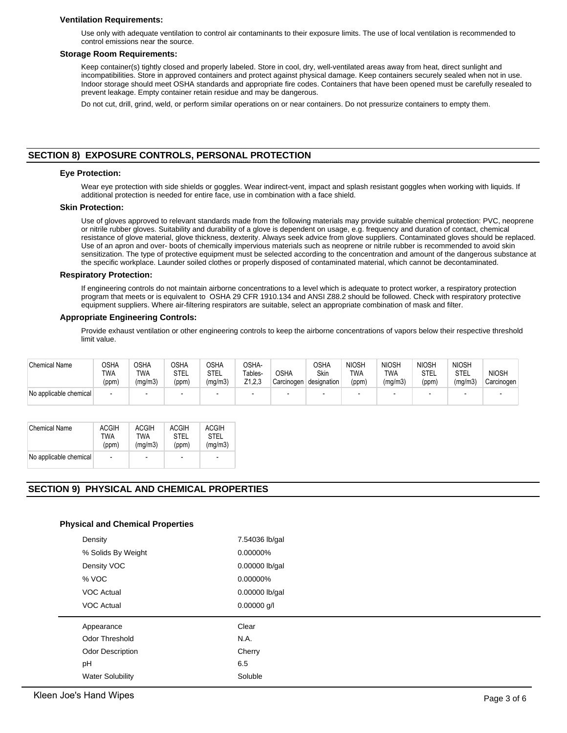### Ventilation Requirements:

Use only with adequate ventilation to control air contaminants to their exposure limits. The use of local ventilation is recommended to control emissions near the source.

### Storage Room Requirements:

Keep container(s) tightly closed and properly labeled. Store in cool, dry, well-ventilated areas away from heat, direct sunlight and incompatibilities. Store in approved containers and protect against physical damage. Keep containers securely sealed when not in use. Indoor storage should meet OSHA standards and appropriate fire codes. Containers that have been opened must be carefully resealed to prevent leakage. Empty container retain residue and may be dangerous.

Do not cut, drill, grind, weld, or perform similar operations on or near containers. Do not pressurize containers to empty them.

## SECTION 8) EXPOSURE CONTROLS, PERSONAL PROTECTION

### Eye Protection:

Wear eye protection with side shields or goggles. Wear indirect-vent, impact and splash resistant goggles when working with liquids. If additional protection is needed for entire face, use in combination with a face shield.

### Skin Protection:

Use of gloves approved to relevant standards made from the following materials may provide suitable chemical protection: PVC, neoprene or nitrile rubber gloves. Suitability and durability of a glove is dependent on usage, e.g. frequency and duration of contact, chemical resistance of glove material, glove thickness, dexterity. Always seek advice from glove suppliers. Contaminated gloves should be replaced. Use of an apron and over- boots of chemically impervious materials such as neoprene or nitrile rubber is recommended to avoid skin sensitization. The type of protective equipment must be selected according to the concentration and amount of the dangerous substance at the specific workplace. Launder soiled clothes or properly disposed of contaminated material, which cannot be decontaminated.

### Respiratory Protection:

If engineering controls do not maintain airborne concentrations to a level which is adequate to protect worker, a respiratory protection program that meets or is equivalent to OSHA 29 CFR 1910.134 and ANSI Z88.2 should be followed. Check with respiratory protective equipment suppliers. Where air-filtering respirators are suitable, select an appropriate combination of mask and filter.

### Appropriate Engineering Controls:

Provide exhaust ventilation or other engineering controls to keep the airborne concentrations of vapors below their respective threshold limit value.

| Chemical Name | OSHA TWA (ppm) | OSHA TWA (mg/m3) | OSHA STEL (ppm) | OSHA STEL (mg/m3) | OSHA-Tables-Z1,2,3 | OSHA Carcinogen | OSHA Skin designation | NIOSH TWA (ppm) | NIOSH TWA (mg/m3) | NIOSH STEL (ppm) | NIOSH STEL (mg/m3) | NIOSH Carcinogen |
|---|---|---|---|---|---|---|---|---|---|---|---|---|
| No applicable chemical | - | - | - | - | - | - | - | - | - | - | - | - |

| Chemical Name | ACGIH TWA (ppm) | ACGIH TWA (mg/m3) | ACGIH STEL (ppm) | ACGIH STEL (mg/m3) |
|---|---|---|---|---|
| No applicable chemical | - | - | - | - |

## SECTION 9) PHYSICAL AND CHEMICAL PROPERTIES

### Physical and Chemical Properties

| | |
|---|---|
| Density | 7.54036 lb/gal |
| % Solids By Weight | 0.00000% |
| Density VOC | 0.00000 lb/gal |
| % VOC | 0.00000% |
| VOC Actual | 0.00000 lb/gal |
| VOC Actual | 0.00000 g/l |
| Appearance | Clear |
| Odor Threshold | N.A. |
| Odor Description | Cherry |
| pH | 6.5 |
| Water Solubility | Soluble |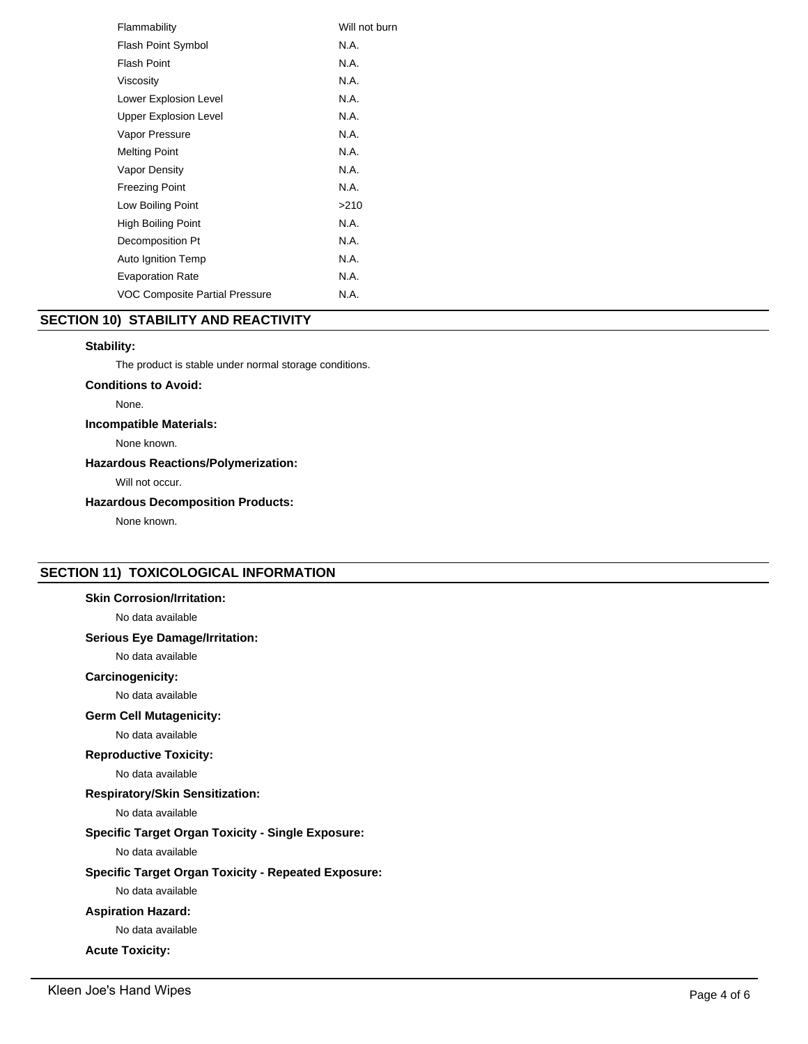| | |
|---|---|
| Flammability | Will not burn |
| Flash Point Symbol | N.A. |
| Flash Point | N.A. |
| Viscosity | N.A. |
| Lower Explosion Level | N.A. |
| Upper Explosion Level | N.A. |
| Vapor Pressure | N.A. |
| Melting Point | N.A. |
| Vapor Density | N.A. |
| Freezing Point | N.A. |
| Low Boiling Point | >210 |
| High Boiling Point | N.A. |
| Decomposition Pt | N.A. |
| Auto Ignition Temp | N.A. |
| Evaporation Rate | N.A. |
| VOC Composite Partial Pressure | N.A. |

## SECTION 10) STABILITY AND REACTIVITY

**Stability:**

The product is stable under normal storage conditions.

**Conditions to Avoid:**

None.

**Incompatible Materials:**

None known.

**Hazardous Reactions/Polymerization:**

Will not occur.

**Hazardous Decomposition Products:**

None known.

## SECTION 11) TOXICOLOGICAL INFORMATION

**Skin Corrosion/Irritation:**

No data available

**Serious Eye Damage/Irritation:**

No data available

**Carcinogenicity:**

No data available

**Germ Cell Mutagenicity:**

No data available

**Reproductive Toxicity:**

No data available

**Respiratory/Skin Sensitization:**

No data available

**Specific Target Organ Toxicity - Single Exposure:**

No data available

**Specific Target Organ Toxicity - Repeated Exposure:**

No data available

**Aspiration Hazard:**

No data available

**Acute Toxicity:**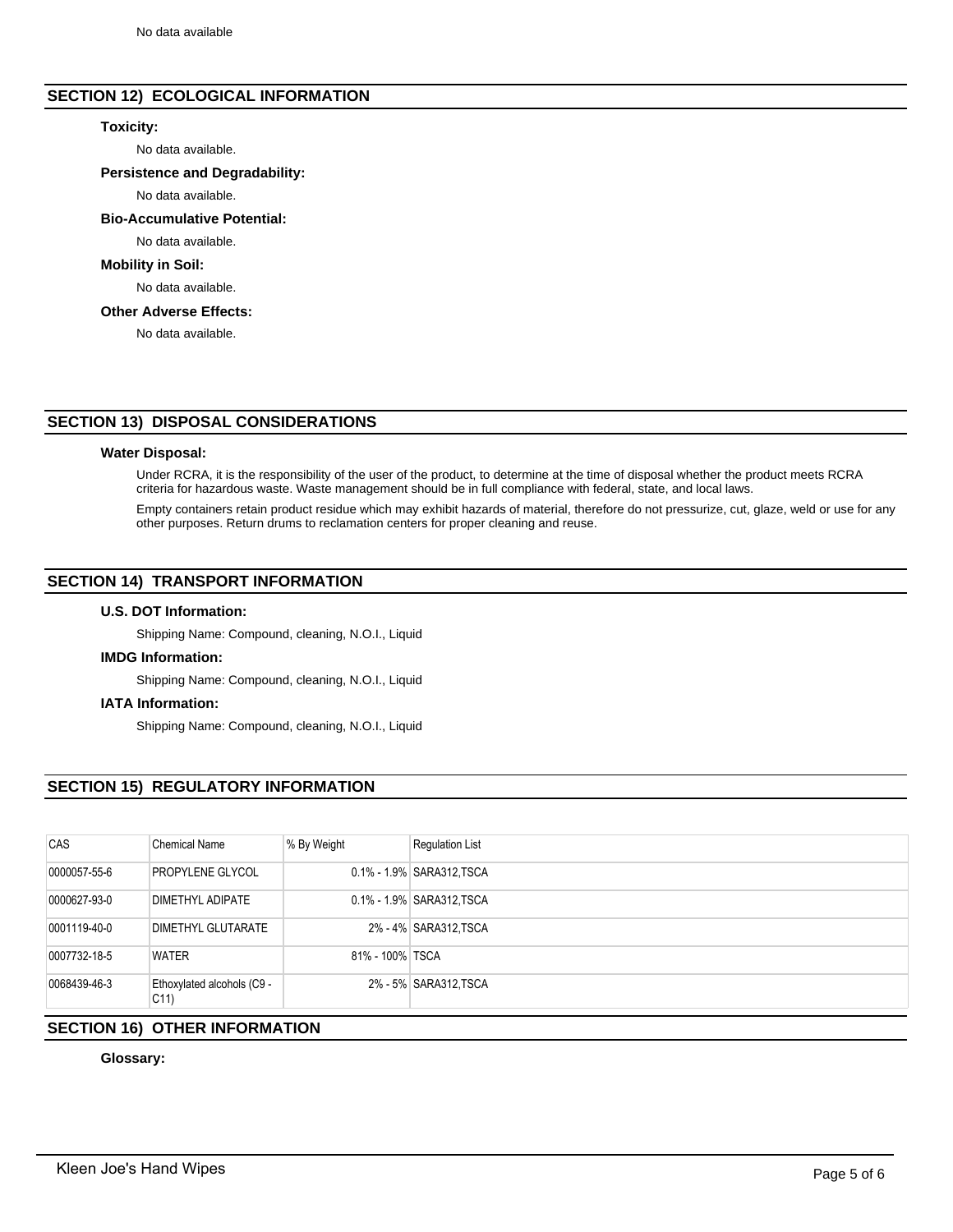No data available

## SECTION 12) ECOLOGICAL INFORMATION

**Toxicity:**

No data available.

**Persistence and Degradability:**

No data available.

**Bio-Accumulative Potential:**

No data available.

**Mobility in Soil:**

No data available.

**Other Adverse Effects:**

No data available.

## SECTION 13) DISPOSAL CONSIDERATIONS

**Water Disposal:**

Under RCRA, it is the responsibility of the user of the product, to determine at the time of disposal whether the product meets RCRA criteria for hazardous waste. Waste management should be in full compliance with federal, state, and local laws.

Empty containers retain product residue which may exhibit hazards of material, therefore do not pressurize, cut, glaze, weld or use for any other purposes. Return drums to reclamation centers for proper cleaning and reuse.

## SECTION 14) TRANSPORT INFORMATION

**U.S. DOT Information:**

Shipping Name: Compound, cleaning, N.O.I., Liquid

**IMDG Information:**

Shipping Name: Compound, cleaning, N.O.I., Liquid

**IATA Information:**

Shipping Name: Compound, cleaning, N.O.I., Liquid

## SECTION 15) REGULATORY INFORMATION

| CAS | Chemical Name | % By Weight | Regulation List |
|---|---|---|---|
| 0000057-55-6 | PROPYLENE GLYCOL | 0.1% - 1.9% | SARA312,TSCA |
| 0000627-93-0 | DIMETHYL ADIPATE | 0.1% - 1.9% | SARA312,TSCA |
| 0001119-40-0 | DIMETHYL GLUTARATE | 2% - 4% | SARA312,TSCA |
| 0007732-18-5 | WATER | 81% - 100% | TSCA |
| 0068439-46-3 | Ethoxylated alcohols (C9 - C11) | 2% - 5% | SARA312,TSCA |

## SECTION 16) OTHER INFORMATION

**Glossary:**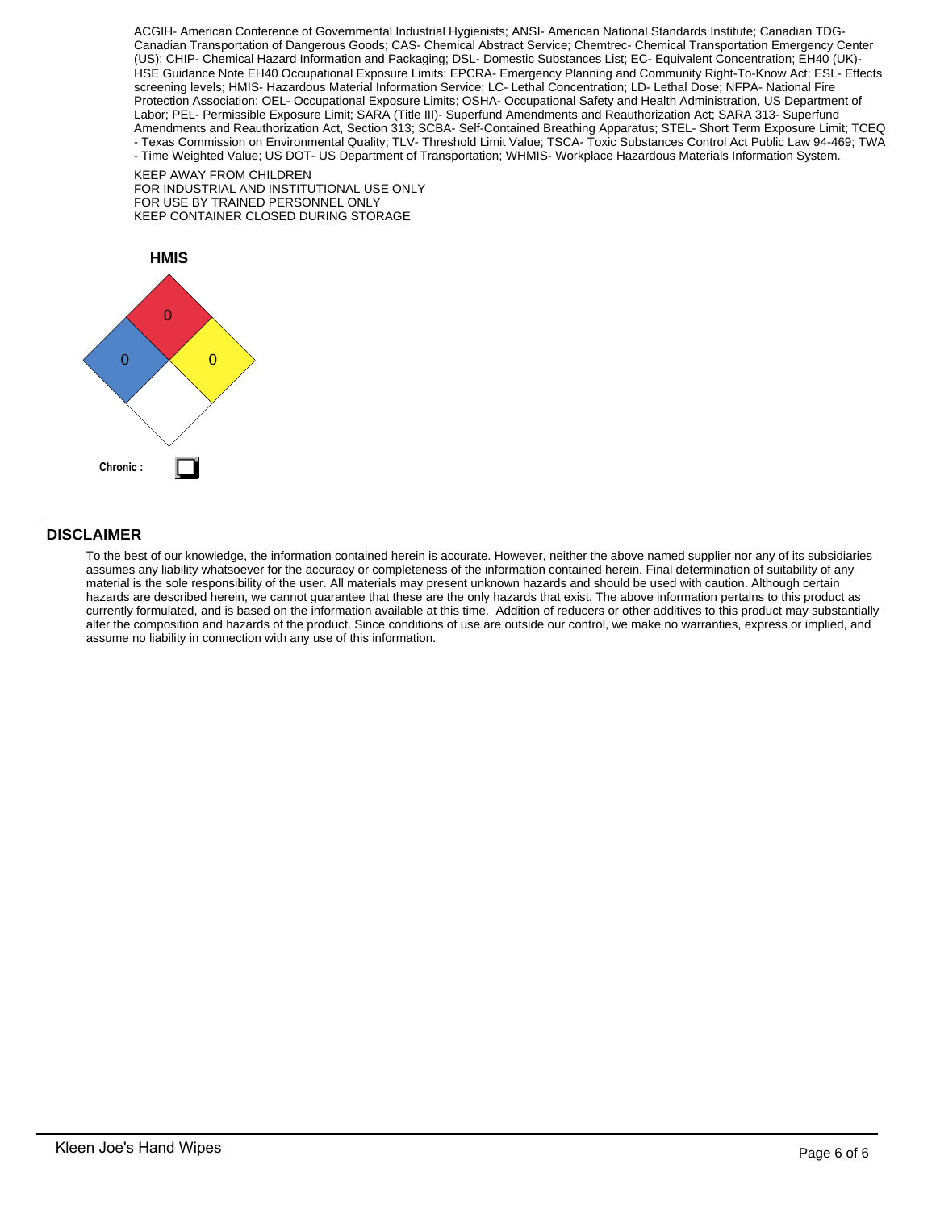ACGIH- American Conference of Governmental Industrial Hygienists; ANSI- American National Standards Institute; Canadian TDG- Canadian Transportation of Dangerous Goods; CAS- Chemical Abstract Service; Chemtrec- Chemical Transportation Emergency Center (US); CHIP- Chemical Hazard Information and Packaging; DSL- Domestic Substances List; EC- Equivalent Concentration; EH40 (UK)- HSE Guidance Note EH40 Occupational Exposure Limits; EPCRA- Emergency Planning and Community Right-To-Know Act; ESL- Effects screening levels; HMIS- Hazardous Material Information Service; LC- Lethal Concentration; LD- Lethal Dose; NFPA- National Fire Protection Association; OEL- Occupational Exposure Limits; OSHA- Occupational Safety and Health Administration, US Department of Labor; PEL- Permissible Exposure Limit; SARA (Title III)- Superfund Amendments and Reauthorization Act; SARA 313- Superfund Amendments and Reauthorization Act, Section 313; SCBA- Self-Contained Breathing Apparatus; STEL- Short Term Exposure Limit; TCEQ - Texas Commission on Environmental Quality; TLV- Threshold Limit Value; TSCA- Toxic Substances Control Act Public Law 94-469; TWA - Time Weighted Value; US DOT- US Department of Transportation; WHMIS- Workplace Hazardous Materials Information System.

KEEP AWAY FROM CHILDREN
FOR INDUSTRIAL AND INSTITUTIONAL USE ONLY
FOR USE BY TRAINED PERSONNEL ONLY
KEEP CONTAINER CLOSED DURING STORAGE

**HMIS**

0

0

0

**Chronic :**

## DISCLAIMER

To the best of our knowledge, the information contained herein is accurate. However, neither the above named supplier nor any of its subsidiaries assumes any liability whatsoever for the accuracy or completeness of the information contained herein. Final determination of suitability of any material is the sole responsibility of the user. All materials may present unknown hazards and should be used with caution. Although certain hazards are described herein, we cannot guarantee that these are the only hazards that exist. The above information pertains to this product as currently formulated, and is based on the information available at this time. Addition of reducers or other additives to this product may substantially alter the composition and hazards of the product. Since conditions of use are outside our control, we make no warranties, express or implied, and assume no liability in connection with any use of this information.